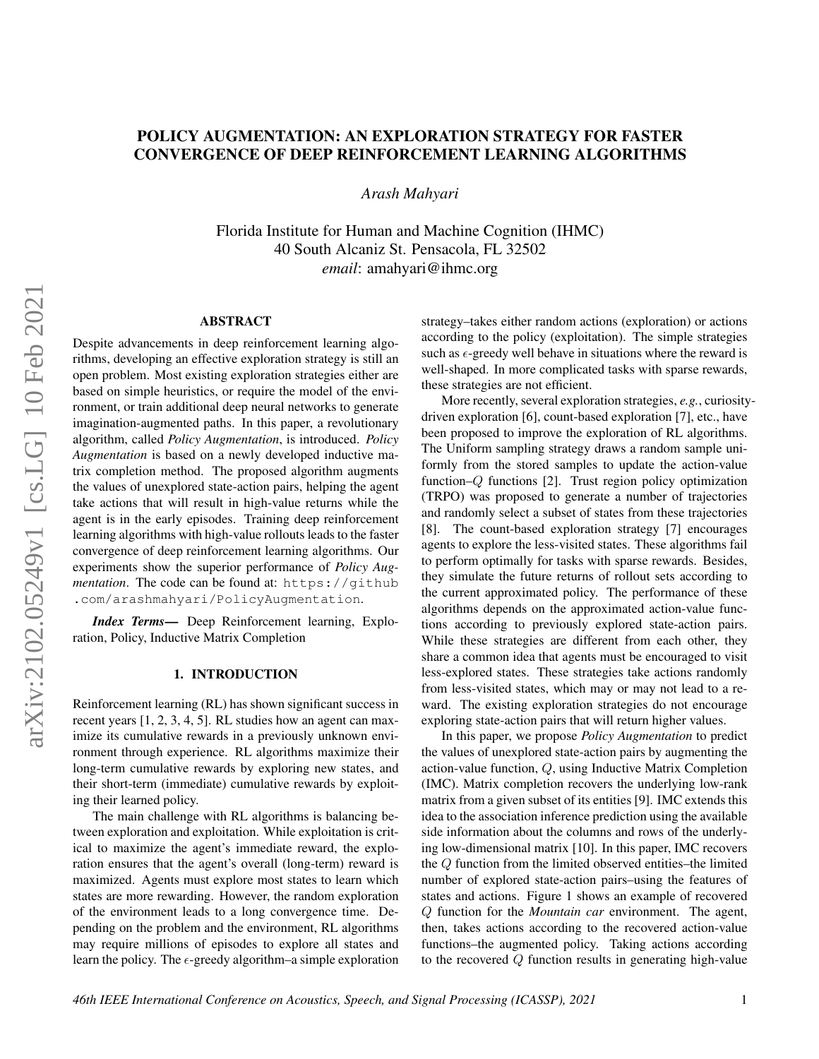# POLICY AUGMENTATION: AN EXPLORATION STRATEGY FOR FASTER CONVERGENCE OF DEEP REINFORCEMENT LEARNING ALGORITHMS

*Arash Mahyari*

Florida Institute for Human and Machine Cognition (IHMC)
40 South Alcaniz St. Pensacola, FL 32502
*email*: amahyari@ihmc.org

## ABSTRACT

Despite advancements in deep reinforcement learning algorithms, developing an effective exploration strategy is still an open problem. Most existing exploration strategies either are based on simple heuristics, or require the model of the environment, or train additional deep neural networks to generate imagination-augmented paths. In this paper, a revolutionary algorithm, called *Policy Augmentation*, is introduced. *Policy Augmentation* is based on a newly developed inductive matrix completion method. The proposed algorithm augments the values of unexplored state-action pairs, helping the agent take actions that will result in high-value returns while the agent is in the early episodes. Training deep reinforcement learning algorithms with high-value rollouts leads to the faster convergence of deep reinforcement learning algorithms. Our experiments show the superior performance of *Policy Augmentation*. The code can be found at: `https://github.com/arashmahyari/PolicyAugmentation`.

***Index Terms*—** Deep Reinforcement learning, Exploration, Policy, Inductive Matrix Completion

## 1. INTRODUCTION

Reinforcement learning (RL) has shown significant success in recent years [1, 2, 3, 4, 5]. RL studies how an agent can maximize its cumulative rewards in a previously unknown environment through experience. RL algorithms maximize their long-term cumulative rewards by exploring new states, and their short-term (immediate) cumulative rewards by exploiting their learned policy.

The main challenge with RL algorithms is balancing between exploration and exploitation. While exploitation is critical to maximize the agent's immediate reward, the exploration ensures that the agent's overall (long-term) reward is maximized. Agents must explore most states to learn which states are more rewarding. However, the random exploration of the environment leads to a long convergence time. Depending on the problem and the environment, RL algorithms may require millions of episodes to explore all states and learn the policy. The $\epsilon$-greedy algorithm–a simple exploration strategy–takes either random actions (exploration) or actions according to the policy (exploitation). The simple strategies such as $\epsilon$-greedy well behave in situations where the reward is well-shaped. In more complicated tasks with sparse rewards, these strategies are not efficient.

More recently, several exploration strategies, *e.g.*, curiosity-driven exploration [6], count-based exploration [7], etc., have been proposed to improve the exploration of RL algorithms. The Uniform sampling strategy draws a random sample uniformly from the stored samples to update the action-value function–$Q$ functions [2]. Trust region policy optimization (TRPO) was proposed to generate a number of trajectories and randomly select a subset of states from these trajectories [8]. The count-based exploration strategy [7] encourages agents to explore the less-visited states. These algorithms fail to perform optimally for tasks with sparse rewards. Besides, they simulate the future returns of rollout sets according to the current approximated policy. The performance of these algorithms depends on the approximated action-value functions according to previously explored state-action pairs. While these strategies are different from each other, they share a common idea that agents must be encouraged to visit less-explored states. These strategies take actions randomly from less-visited states, which may or may not lead to a reward. The existing exploration strategies do not encourage exploring state-action pairs that will return higher values.

In this paper, we propose *Policy Augmentation* to predict the values of unexplored state-action pairs by augmenting the action-value function, $Q$, using Inductive Matrix Completion (IMC). Matrix completion recovers the underlying low-rank matrix from a given subset of its entities [9]. IMC extends this idea to the association inference prediction using the available side information about the columns and rows of the underlying low-dimensional matrix [10]. In this paper, IMC recovers the $Q$ function from the limited observed entities–the limited number of explored state-action pairs–using the features of states and actions. Figure 1 shows an example of recovered $Q$ function for the *Mountain car* environment. The agent, then, takes actions according to the recovered action-value functions–the augmented policy. Taking actions according to the recovered $Q$ function results in generating high-value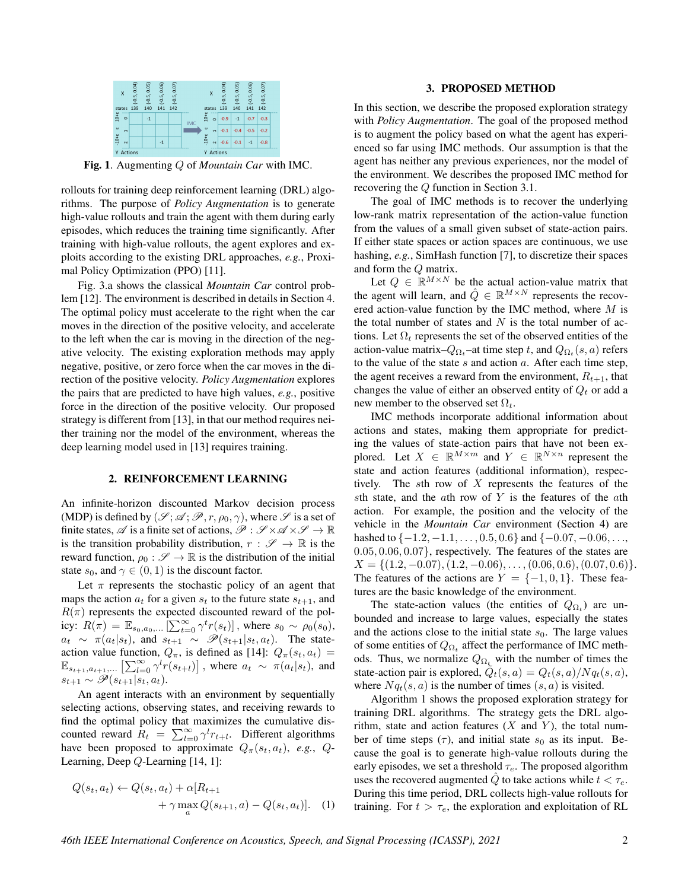Fig. 1. Augmenting $Q$ of *Mountain Car* with IMC.

rollouts for training deep reinforcement learning (DRL) algorithms. The purpose of *Policy Augmentation* is to generate high-value rollouts and train the agent with them during early episodes, which reduces the training time significantly. After training with high-value rollouts, the agent explores and exploits according to the existing DRL approaches, *e.g.*, Proximal Policy Optimization (PPO) [11].

Fig. 3.a shows the classical *Mountain Car* control problem [12]. The environment is described in details in Section 4. The optimal policy must accelerate to the right when the car moves in the direction of the positive velocity, and accelerate to the left when the car is moving in the direction of the negative velocity. The existing exploration methods may apply negative, positive, or zero force when the car moves in the direction of the positive velocity. *Policy Augmentation* explores the pairs that are predicted to have high values, *e.g.*, positive force in the direction of the positive velocity. Our proposed strategy is different from [13], in that our method requires neither training nor the model of the environment, whereas the deep learning model used in [13] requires training.

## 2. REINFORCEMENT LEARNING

An infinite-horizon discounted Markov decision process (MDP) is defined by $(\mathscr{S};\mathscr{A};\mathscr{P},r,\rho_0,\gamma)$, where $\mathscr{S}$ is a set of finite states, $\mathscr{A}$ is a finite set of actions, $\mathscr{P}:\mathscr{S}\times\mathscr{A}\times\mathscr{S}\rightarrow\mathbb{R}$ is the transition probability distribution, $r:\mathscr{S}\rightarrow\mathbb{R}$ is the reward function, $\rho_0:\mathscr{S}\rightarrow\mathbb{R}$ is the distribution of the initial state $s_0$, and $\gamma\in(0,1)$ is the discount factor.

Let $\pi$ represents the stochastic policy of an agent that maps the action $a_t$ for a given $s_t$ to the future state $s_{t+1}$, and $R(\pi)$ represents the expected discounted reward of the policy: $R(\pi)=\mathbb{E}_{s_0,a_0,\dots}\left[\sum_{t=0}^{\infty}\gamma^t r(s_t)\right]$, where $s_0\sim\rho_0(s_0)$, $a_t\sim\pi(a_t|s_t)$, and $s_{t+1}\sim\mathscr{P}(s_{t+1}|s_t,a_t)$. The state-action value function, $Q_\pi$, is defined as [14]: $Q_\pi(s_t,a_t)=\mathbb{E}_{s_{t+1},a_{t+1},\dots}\left[\sum_{l=0}^{\infty}\gamma^l r(s_{t+l})\right]$, where $a_t\sim\pi(a_t|s_t)$, and $s_{t+1}\sim\mathscr{P}(s_{t+1}|s_t,a_t)$.

An agent interacts with an environment by sequentially selecting actions, observing states, and receiving rewards to find the optimal policy that maximizes the cumulative discounted reward $R_t=\sum_{l=0}^{\infty}\gamma^l r_{t+l}$. Different algorithms have been proposed to approximate $Q_\pi(s_t,a_t)$, *e.g.*, $Q$-Learning, Deep $Q$-Learning [14, 1]:

$$Q(s_t,a_t)\leftarrow Q(s_t,a_t)+\alpha[R_{t+1}+\gamma\max_a Q(s_{t+1},a)-Q(s_t,a_t)]. \quad (1)$$

## 3. PROPOSED METHOD

In this section, we describe the proposed exploration strategy with *Policy Augmentation*. The goal of the proposed method is to augment the policy based on what the agent has experienced so far using IMC methods. Our assumption is that the agent has neither any previous experiences, nor the model of the environment. We describes the proposed IMC method for recovering the $Q$ function in Section 3.1.

The goal of IMC methods is to recover the underlying low-rank matrix representation of the action-value function from the values of a small given subset of state-action pairs. If either state spaces or action spaces are continuous, we use hashing, *e.g.*, SimHash function [7], to discretize their spaces and form the $Q$ matrix.

Let $Q\in\mathbb{R}^{M\times N}$ be the actual action-value matrix that the agent will learn, and $\hat{Q}\in\mathbb{R}^{M\times N}$ represents the recovered action-value function by the IMC method, where $M$ is the total number of states and $N$ is the total number of actions. Let $\Omega_t$ represents the set of the observed entities of the action-value matrix–$Q_{\Omega_t}$–at time step $t$, and $Q_{\Omega_t}(s,a)$ refers to the value of the state $s$ and action $a$. After each time step, the agent receives a reward from the environment, $R_{t+1}$, that changes the value of either an observed entity of $Q_t$ or add a new member to the observed set $\Omega_t$.

IMC methods incorporate additional information about actions and states, making them appropriate for predicting the values of state-action pairs that have not been explored. Let $X\in\mathbb{R}^{M\times m}$ and $Y\in\mathbb{R}^{N\times n}$ represent the state and action features (additional information), respectively. The $s$th row of $X$ represents the features of the $s$th state, and the $a$th row of $Y$ is the features of the $a$th action. For example, the position and the velocity of the vehicle in the *Mountain Car* environment (Section 4) are hashed to $\{-1.2,-1.1,\dots,0.5,0.6\}$ and $\{-0.07,-0.06,\dots,0.05,0.06,0.07\}$, respectively. The features of the states are $X=\{(1.2,-0.07),(1.2,-0.06),\dots,(0.06,0.6),(0.07,0.6)\}$. The features of the actions are $Y=\{-1,0,1\}$. These features are the basic knowledge of the environment.

The state-action values (the entities of $Q_{\Omega_t}$) are unbounded and increase to large values, especially the states and the actions close to the initial state $s_0$. The large values of some entities of $Q_{\Omega_t}$ affect the performance of IMC methods. Thus, we normalize $Q_{\Omega_t}$ with the number of times the state-action pair is explored, $Q_t(s,a)=Q_t(s,a)/Nq_t(s,a)$, where $Nq_t(s,a)$ is the number of times $(s,a)$ is visited.

Algorithm 1 shows the proposed exploration strategy for training DRL algorithms. The strategy gets the DRL algorithm, state and action features ($X$ and $Y$), the total number of time steps ($\tau$), and initial state $s_0$ as its input. Because the goal is to generate high-value rollouts during the early episodes, we set a threshold $\tau_e$. The proposed algorithm uses the recovered augmented $\hat{Q}$ to take actions while $t<\tau_e$. During this time period, DRL collects high-value rollouts for training. For $t>\tau_e$, the exploration and exploitation of RL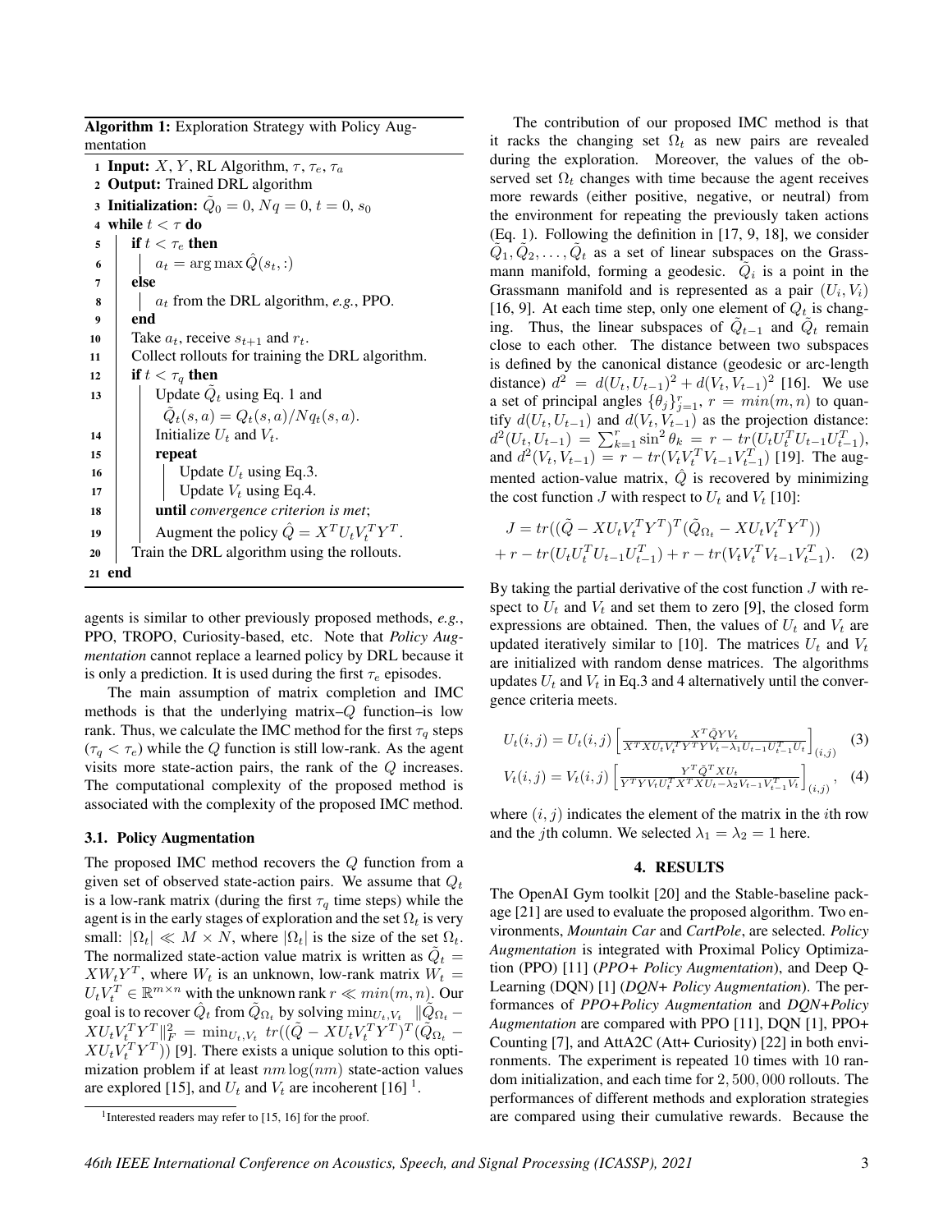**Algorithm 1:** Exploration Strategy with Policy Augmentation

```
1  Input: X, Y, RL Algorithm, τ, τ_e, τ_a
2  Output: Trained DRL algorithm
3  Initialization: Q̃_0 = 0, Nq = 0, t = 0, s_0
4  while t < τ do
5      if t < τ_e then
6          a_t = arg max Q̂(s_t, :)
7      else
8          a_t from the DRL algorithm, e.g., PPO.
9      end
10     Take a_t, receive s_{t+1} and r_t.
11     Collect rollouts for training the DRL algorithm.
12     if t < τ_q then
13         Update Q̃_t using Eq. 1 and
           Q̃_t(s, a) = Q_t(s, a)/Nq_t(s, a).
14         Initialize U_t and V_t.
15         repeat
16             Update U_t using Eq.3.
17             Update V_t using Eq.4.
18         until convergence criterion is met;
19         Augment the policy Q̂ = X^T U_t V_t^T Y^T.
20     Train the DRL algorithm using the rollouts.
21 end
```

agents is similar to other previously proposed methods, *e.g.*, PPO, TROPO, Curiosity-based, etc. Note that *Policy Augmentation* cannot replace a learned policy by DRL because it is only a prediction. It is used during the first $\tau_e$ episodes.

The main assumption of matrix completion and IMC methods is that the underlying matrix–$Q$ function–is low rank. Thus, we calculate the IMC method for the first $\tau_q$ steps ($\tau_q < \tau_e$) while the $Q$ function is still low-rank. As the agent visits more state-action pairs, the rank of the $Q$ increases. The computational complexity of the proposed method is associated with the complexity of the proposed IMC method.

### 3.1. Policy Augmentation

The proposed IMC method recovers the $Q$ function from a given set of observed state-action pairs. We assume that $Q_t$ is a low-rank matrix (during the first $\tau_q$ time steps) while the agent is in the early stages of exploration and the set $\Omega_t$ is very small: $|\Omega_t| \ll M \times N$, where $|\Omega_t|$ is the size of the set $\Omega_t$. The normalized state-action value matrix is written as $\tilde{Q}_t = XW_tY^T$, where $W_t$ is an unknown, low-rank matrix $W_t = U_tV_t^T \in \mathbb{R}^{m\times n}$ with the unknown rank $r \ll min(m, n)$. Our goal is to recover $\hat{Q}_t$ from $\tilde{Q}_{\Omega_t}$ by solving $\min_{U_t,V_t} \|\tilde{Q}_{\Omega_t} - XU_tV_t^TY^T\|_F^2 = \min_{U_t,V_t} tr((\tilde{Q} - XU_tV_t^TY^T)^T(\tilde{Q}_{\Omega_t} - XU_tV_t^TY^T))$ [9]. There exists a unique solution to this optimization problem if at least $nm\log(nm)$ state-action values are explored [15], and $U_t$ and $V_t$ are incoherent [16] [1].

[1] Interested readers may refer to [15, 16] for the proof.

The contribution of our proposed IMC method is that it racks the changing set $\Omega_t$ as new pairs are revealed during the exploration. Moreover, the values of the observed set $\Omega_t$ changes with time because the agent receives more rewards (either positive, negative, or neutral) from the environment for repeating the previously taken actions (Eq. 1). Following the definition in [17, 9, 18], we consider $\tilde{Q}_1, \tilde{Q}_2, \ldots, \tilde{Q}_t$ as a set of linear subspaces on the Grassmann manifold, forming a geodesic. $\tilde{Q}_i$ is a point in the Grassmann manifold and is represented as a pair $(U_i, V_i)$ [16, 9]. At each time step, only one element of $Q_t$ is changing. Thus, the linear subspaces of $\tilde{Q}_{t-1}$ and $\tilde{Q}_t$ remain close to each other. The distance between two subspaces is defined by the canonical distance (geodesic or arc-length distance) $d^2 = d(U_t, U_{t-1})^2 + d(V_t, V_{t-1})^2$ [16]. We use a set of principal angles $\{\theta_j\}_{j=1}^r$, $r = min(m, n)$ to quantify $d(U_t, U_{t-1})$ and $d(V_t, V_{t-1})$ as the projection distance: $d^2(U_t, U_{t-1}) = \sum_{k=1}^r \sin^2\theta_k = r - tr(U_tU_t^TU_{t-1}U_{t-1}^T)$, and $d^2(V_t, V_{t-1}) = r - tr(V_tV_t^TV_{t-1}V_{t-1}^T)$ [19]. The augmented action-value matrix, $\hat{Q}$ is recovered by minimizing the cost function $J$ with respect to $U_t$ and $V_t$ [10]:

$$
\begin{aligned}
J &= tr((\tilde{Q} - XU_tV_t^TY^T)^T(\tilde{Q}_{\Omega_t} - XU_tV_t^TY^T)) \\
&+ r - tr(U_tU_t^TU_{t-1}U_{t-1}^T) + r - tr(V_tV_t^TV_{t-1}V_{t-1}^T). \quad (2)
\end{aligned}
$$

By taking the partial derivative of the cost function $J$ with respect to $U_t$ and $V_t$ and set them to zero [9], the closed form expressions are obtained. Then, the values of $U_t$ and $V_t$ are updated iteratively similar to [10]. The matrices $U_t$ and $V_t$ are initialized with random dense matrices. The algorithms updates $U_t$ and $V_t$ in Eq.3 and 4 alternatively until the convergence criteria meets.

$$
U_t(i,j) = U_t(i,j)\left[\frac{X^T\tilde{Q}YV_t}{X^TXU_tV_t^TY^TYV_t - \lambda_1U_{t-1}U_{t-1}^TU_t}\right]_{(i,j)} \quad (3)
$$

$$
V_t(i,j) = V_t(i,j)\left[\frac{Y^T\tilde{Q}^TXU_t}{Y^TYV_tU_t^TX^TXU_t - \lambda_2V_{t-1}V_{t-1}^TV_t}\right]_{(i,j)}, \quad (4)
$$

where $(i, j)$ indicates the element of the matrix in the $i$th row and the $j$th column. We selected $\lambda_1 = \lambda_2 = 1$ here.

## 4. RESULTS

The OpenAI Gym toolkit [20] and the Stable-baseline package [21] are used to evaluate the proposed algorithm. Two environments, *Mountain Car* and *CartPole*, are selected. *Policy Augmentation* is integrated with Proximal Policy Optimization (PPO) [11] (*PPO+ Policy Augmentation*), and Deep Q-Learning (DQN) [1] (*DQN+ Policy Augmentation*). The performances of *PPO+Policy Augmentation* and *DQN+Policy Augmentation* are compared with PPO [11], DQN [1], PPO+ Counting [7], and AttA2C (Att+ Curiosity) [22] in both environments. The experiment is repeated 10 times with 10 random initialization, and each time for 2,500,000 rollouts. The performances of different methods and exploration strategies are compared using their cumulative rewards. Because the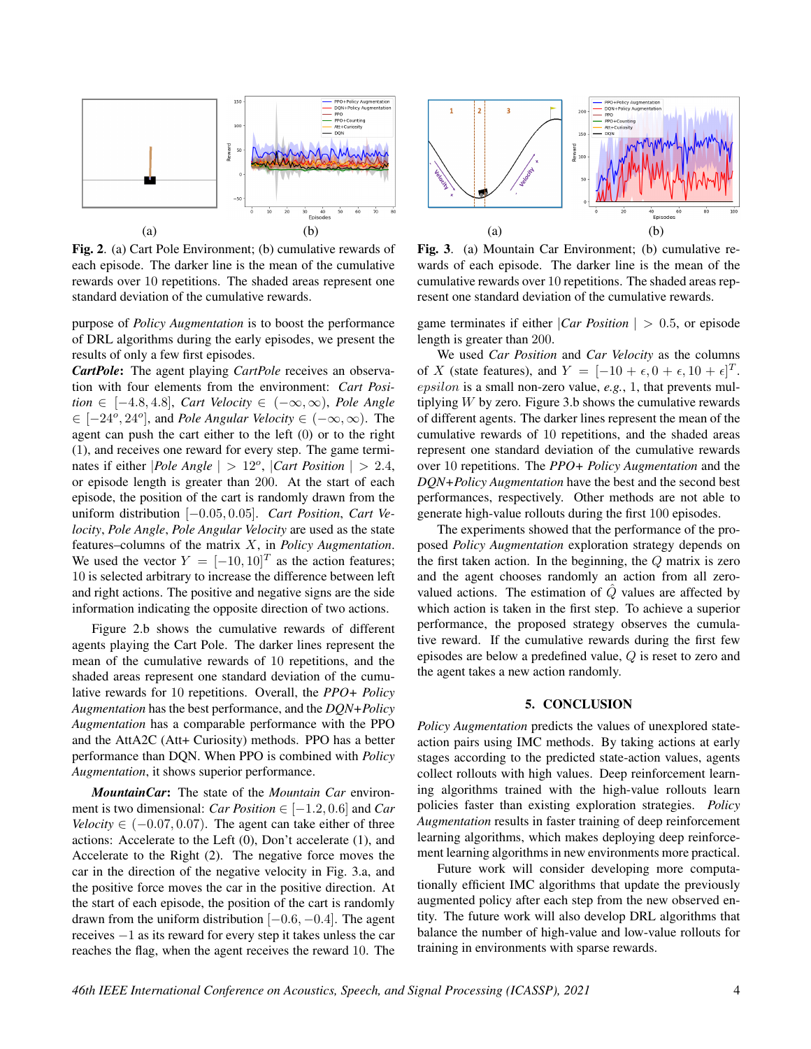(a)

150
100
50
0
−50
Reward
0 10 20 30 40 50 60 70 80
Episodes
PPO+Policy Augmentation
DQN+Policy Augmentation
PPO
PPO+Counting
Att+Curiosity
DQN

(b)

**Fig. 2**. (a) Cart Pole Environment; (b) cumulative rewards of each episode. The darker line is the mean of the cumulative rewards over 10 repetitions. The shaded areas represent one standard deviation of the cumulative rewards.

1 2 3
Velocity
Velocity

(a)

200
150
100
50
0
Reward
0 20 40 60 80 100
Episodes
PPO+Policy Augmentation
DQN+Policy Augmentation
PPO
PPO+Counting
Att+Curiosity
DQN

(b)

**Fig. 3**. (a) Mountain Car Environment; (b) cumulative rewards of each episode. The darker line is the mean of the cumulative rewards over 10 repetitions. The shaded areas represent one standard deviation of the cumulative rewards.

purpose of *Policy Augmentation* is to boost the performance of DRL algorithms during the early episodes, we present the results of only a few first episodes.

***CartPole*:** The agent playing *CartPole* receives an observation with four elements from the environment: *Cart Position* $\in [-4.8, 4.8]$, *Cart Velocity* $\in (-\infty, \infty)$, *Pole Angle* $\in [-24^o, 24^o]$, and *Pole Angular Velocity* $\in (-\infty, \infty)$. The agent can push the cart either to the left (0) or to the right (1), and receives one reward for every step. The game terminates if either $|$*Pole Angle* $| > 12^o$, $|$*Cart Position* $| > 2.4$, or episode length is greater than 200. At the start of each episode, the position of the cart is randomly drawn from the uniform distribution $[-0.05, 0.05]$. *Cart Position*, *Cart Velocity*, *Pole Angle*, *Pole Angular Velocity* are used as the state features–columns of the matrix $X$, in *Policy Augmentation*. We used the vector $Y = [-10, 10]^T$ as the action features; 10 is selected arbitrary to increase the difference between left and right actions. The positive and negative signs are the side information indicating the opposite direction of two actions.

Figure 2.b shows the cumulative rewards of different agents playing the Cart Pole. The darker lines represent the mean of the cumulative rewards of 10 repetitions, and the shaded areas represent one standard deviation of the cumulative rewards for 10 repetitions. Overall, the *PPO+ Policy Augmentation* has the best performance, and the *DQN+Policy Augmentation* has a comparable performance with the PPO and the AttA2C (Att+ Curiosity) methods. PPO has a better performance than DQN. When PPO is combined with *Policy Augmentation*, it shows superior performance.

***MountainCar*:** The state of the *Mountain Car* environment is two dimensional: *Car Position* $\in [-1.2, 0.6]$ and *Car Velocity* $\in (-0.07, 0.07)$. The agent can take either of three actions: Accelerate to the Left (0), Don't accelerate (1), and Accelerate to the Right (2). The negative force moves the car in the direction of the negative velocity in Fig. 3.a, and the positive force moves the car in the positive direction. At the start of each episode, the position of the cart is randomly drawn from the uniform distribution $[-0.6, -0.4]$. The agent receives $-1$ as its reward for every step it takes unless the car reaches the flag, when the agent receives the reward 10. The game terminates if either $|$*Car Position* $| > 0.5$, or episode length is greater than 200.

We used *Car Position* and *Car Velocity* as the columns of $X$ (state features), and $Y = [-10 + \epsilon, 0 + \epsilon, 10 + \epsilon]^T$. $epsilon$ is a small non-zero value, *e.g.*, 1, that prevents multiplying $W$ by zero. Figure 3.b shows the cumulative rewards of different agents. The darker lines represent the mean of the cumulative rewards of 10 repetitions, and the shaded areas represent one standard deviation of the cumulative rewards over 10 repetitions. The *PPO+ Policy Augmentation* and the *DQN+Policy Augmentation* have the best and the second best performances, respectively. Other methods are not able to generate high-value rollouts during the first 100 episodes.

The experiments showed that the performance of the proposed *Policy Augmentation* exploration strategy depends on the first taken action. In the beginning, the $Q$ matrix is zero and the agent chooses randomly an action from all zero-valued actions. The estimation of $\hat{Q}$ values are affected by which action is taken in the first step. To achieve a superior performance, the proposed strategy observes the cumulative reward. If the cumulative rewards during the first few episodes are below a predefined value, $Q$ is reset to zero and the agent takes a new action randomly.

## 5. CONCLUSION

*Policy Augmentation* predicts the values of unexplored state-action pairs using IMC methods. By taking actions at early stages according to the predicted state-action values, agents collect rollouts with high values. Deep reinforcement learning algorithms trained with the high-value rollouts learn policies faster than existing exploration strategies. *Policy Augmentation* results in faster training of deep reinforcement learning algorithms, which makes deploying deep reinforcement learning algorithms in new environments more practical.

Future work will consider developing more computationally efficient IMC algorithms that update the previously augmented policy after each step from the new observed entity. The future work will also develop DRL algorithms that balance the number of high-value and low-value rollouts for training in environments with sparse rewards.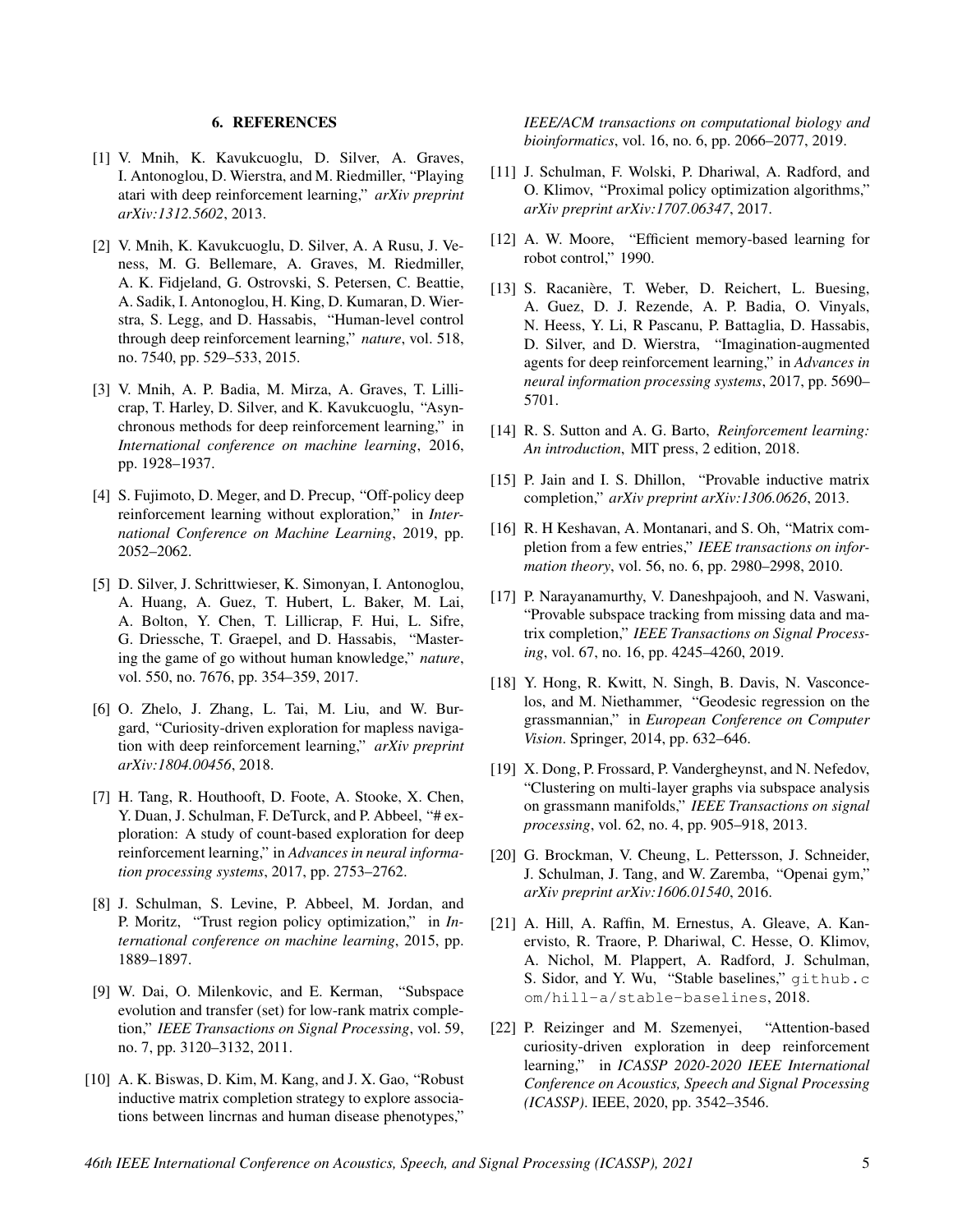## 6. REFERENCES

[1] V. Mnih, K. Kavukcuoglu, D. Silver, A. Graves, I. Antonoglou, D. Wierstra, and M. Riedmiller, "Playing atari with deep reinforcement learning," *arXiv preprint arXiv:1312.5602*, 2013.

[2] V. Mnih, K. Kavukcuoglu, D. Silver, A. A Rusu, J. Veness, M. G. Bellemare, A. Graves, M. Riedmiller, A. K. Fidjeland, G. Ostrovski, S. Petersen, C. Beattie, A. Sadik, I. Antonoglou, H. King, D. Kumaran, D. Wierstra, S. Legg, and D. Hassabis, "Human-level control through deep reinforcement learning," *nature*, vol. 518, no. 7540, pp. 529–533, 2015.

[3] V. Mnih, A. P. Badia, M. Mirza, A. Graves, T. Lillicrap, T. Harley, D. Silver, and K. Kavukcuoglu, "Asynchronous methods for deep reinforcement learning," in *International conference on machine learning*, 2016, pp. 1928–1937.

[4] S. Fujimoto, D. Meger, and D. Precup, "Off-policy deep reinforcement learning without exploration," in *International Conference on Machine Learning*, 2019, pp. 2052–2062.

[5] D. Silver, J. Schrittwieser, K. Simonyan, I. Antonoglou, A. Huang, A. Guez, T. Hubert, L. Baker, M. Lai, A. Bolton, Y. Chen, T. Lillicrap, F. Hui, L. Sifre, G. Driessche, T. Graepel, and D. Hassabis, "Mastering the game of go without human knowledge," *nature*, vol. 550, no. 7676, pp. 354–359, 2017.

[6] O. Zhelo, J. Zhang, L. Tai, M. Liu, and W. Burgard, "Curiosity-driven exploration for mapless navigation with deep reinforcement learning," *arXiv preprint arXiv:1804.00456*, 2018.

[7] H. Tang, R. Houthooft, D. Foote, A. Stooke, X. Chen, Y. Duan, J. Schulman, F. DeTurck, and P. Abbeel, "# exploration: A study of count-based exploration for deep reinforcement learning," in *Advances in neural information processing systems*, 2017, pp. 2753–2762.

[8] J. Schulman, S. Levine, P. Abbeel, M. Jordan, and P. Moritz, "Trust region policy optimization," in *International conference on machine learning*, 2015, pp. 1889–1897.

[9] W. Dai, O. Milenkovic, and E. Kerman, "Subspace evolution and transfer (set) for low-rank matrix completion," *IEEE Transactions on Signal Processing*, vol. 59, no. 7, pp. 3120–3132, 2011.

[10] A. K. Biswas, D. Kim, M. Kang, and J. X. Gao, "Robust inductive matrix completion strategy to explore associations between lincrnas and human disease phenotypes," *IEEE/ACM transactions on computational biology and bioinformatics*, vol. 16, no. 6, pp. 2066–2077, 2019.

[11] J. Schulman, F. Wolski, P. Dhariwal, A. Radford, and O. Klimov, "Proximal policy optimization algorithms," *arXiv preprint arXiv:1707.06347*, 2017.

[12] A. W. Moore, "Efficient memory-based learning for robot control," 1990.

[13] S. Racanière, T. Weber, D. Reichert, L. Buesing, A. Guez, D. J. Rezende, A. P. Badia, O. Vinyals, N. Heess, Y. Li, R Pascanu, P. Battaglia, D. Hassabis, D. Silver, and D. Wierstra, "Imagination-augmented agents for deep reinforcement learning," in *Advances in neural information processing systems*, 2017, pp. 5690–5701.

[14] R. S. Sutton and A. G. Barto, *Reinforcement learning: An introduction*, MIT press, 2 edition, 2018.

[15] P. Jain and I. S. Dhillon, "Provable inductive matrix completion," *arXiv preprint arXiv:1306.0626*, 2013.

[16] R. H Keshavan, A. Montanari, and S. Oh, "Matrix completion from a few entries," *IEEE transactions on information theory*, vol. 56, no. 6, pp. 2980–2998, 2010.

[17] P. Narayanamurthy, V. Daneshpajooh, and N. Vaswani, "Provable subspace tracking from missing data and matrix completion," *IEEE Transactions on Signal Processing*, vol. 67, no. 16, pp. 4245–4260, 2019.

[18] Y. Hong, R. Kwitt, N. Singh, B. Davis, N. Vasconcelos, and M. Niethammer, "Geodesic regression on the grassmannian," in *European Conference on Computer Vision*. Springer, 2014, pp. 632–646.

[19] X. Dong, P. Frossard, P. Vandergheynst, and N. Nefedov, "Clustering on multi-layer graphs via subspace analysis on grassmann manifolds," *IEEE Transactions on signal processing*, vol. 62, no. 4, pp. 905–918, 2013.

[20] G. Brockman, V. Cheung, L. Pettersson, J. Schneider, J. Schulman, J. Tang, and W. Zaremba, "Openai gym," *arXiv preprint arXiv:1606.01540*, 2016.

[21] A. Hill, A. Raffin, M. Ernestus, A. Gleave, A. Kanervisto, R. Traore, P. Dhariwal, C. Hesse, O. Klimov, A. Nichol, M. Plappert, A. Radford, J. Schulman, S. Sidor, and Y. Wu, "Stable baselines," `github.com/hill-a/stable-baselines`, 2018.

[22] P. Reizinger and M. Szemenyei, "Attention-based curiosity-driven exploration in deep reinforcement learning," in *ICASSP 2020-2020 IEEE International Conference on Acoustics, Speech and Signal Processing (ICASSP)*. IEEE, 2020, pp. 3542–3546.